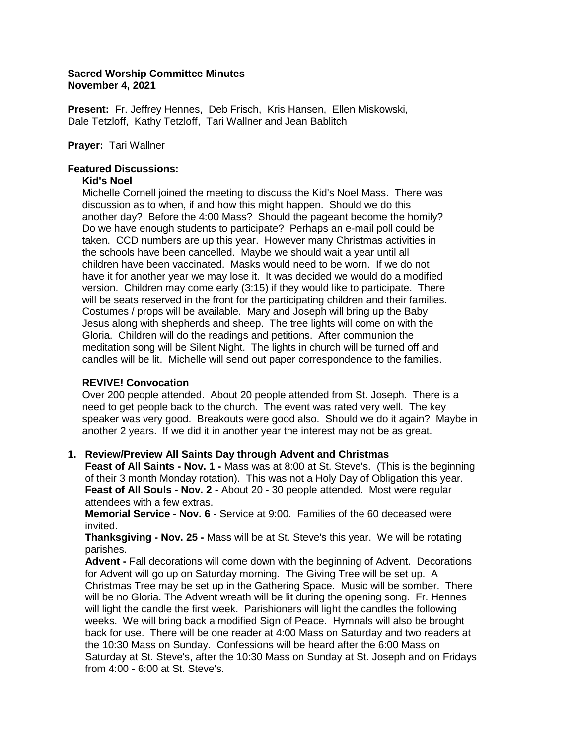**Sacred Worship Committee Minutes**
**November 4, 2021**

**Present:** Fr. Jeffrey Hennes, Deb Frisch, Kris Hansen, Ellen Miskowski, Dale Tetzloff, Kathy Tetzloff, Tari Wallner and Jean Bablitch

**Prayer:** Tari Wallner

**Featured Discussions:**

**Kid's Noel**

Michelle Cornell joined the meeting to discuss the Kid's Noel Mass. There was discussion as to when, if and how this might happen. Should we do this another day? Before the 4:00 Mass? Should the pageant become the homily? Do we have enough students to participate? Perhaps an e-mail poll could be taken. CCD numbers are up this year. However many Christmas activities in the schools have been cancelled. Maybe we should wait a year until all children have been vaccinated. Masks would need to be worn. If we do not have it for another year we may lose it. It was decided we would do a modified version. Children may come early (3:15) if they would like to participate. There will be seats reserved in the front for the participating children and their families. Costumes / props will be available. Mary and Joseph will bring up the Baby Jesus along with shepherds and sheep. The tree lights will come on with the Gloria. Children will do the readings and petitions. After communion the meditation song will be Silent Night. The lights in church will be turned off and candles will be lit. Michelle will send out paper correspondence to the families.

**REVIVE! Convocation**

Over 200 people attended. About 20 people attended from St. Joseph. There is a need to get people back to the church. The event was rated very well. The key speaker was very good. Breakouts were good also. Should we do it again? Maybe in another 2 years. If we did it in another year the interest may not be as great.

1. **Review/Preview All Saints Day through Advent and Christmas**

   **Feast of All Saints - Nov. 1 -** Mass was at 8:00 at St. Steve's. (This is the beginning of their 3 month Monday rotation). This was not a Holy Day of Obligation this year.
   **Feast of All Souls - Nov. 2 -** About 20 - 30 people attended. Most were regular attendees with a few extras.
   **Memorial Service - Nov. 6 -** Service at 9:00. Families of the 60 deceased were invited.
   **Thanksgiving - Nov. 25 -** Mass will be at St. Steve's this year. We will be rotating parishes.
   **Advent -** Fall decorations will come down with the beginning of Advent. Decorations for Advent will go up on Saturday morning. The Giving Tree will be set up. A Christmas Tree may be set up in the Gathering Space. Music will be somber. There will be no Gloria. The Advent wreath will be lit during the opening song. Fr. Hennes will light the candle the first week. Parishioners will light the candles the following weeks. We will bring back a modified Sign of Peace. Hymnals will also be brought back for use. There will be one reader at 4:00 Mass on Saturday and two readers at the 10:30 Mass on Sunday. Confessions will be heard after the 6:00 Mass on Saturday at St. Steve's, after the 10:30 Mass on Sunday at St. Joseph and on Fridays from 4:00 - 6:00 at St. Steve's.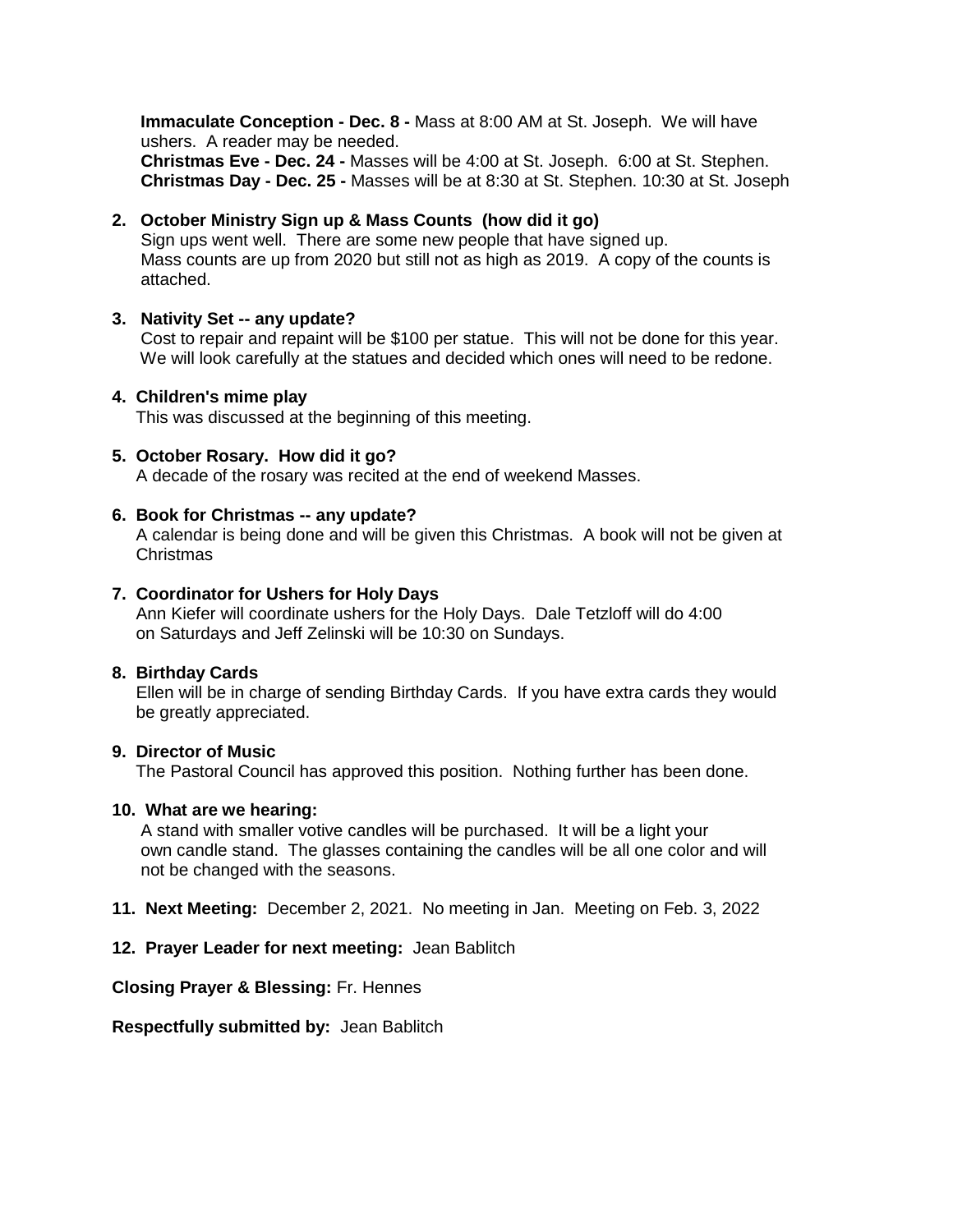**Immaculate Conception - Dec. 8 -** Mass at 8:00 AM at St. Joseph. We will have ushers. A reader may be needed.
**Christmas Eve - Dec. 24 -** Masses will be 4:00 at St. Joseph. 6:00 at St. Stephen.
**Christmas Day - Dec. 25 -** Masses will be at 8:30 at St. Stephen. 10:30 at St. Joseph

2. **October Ministry Sign up & Mass Counts (how did it go)**
   Sign ups went well. There are some new people that have signed up.
   Mass counts are up from 2020 but still not as high as 2019. A copy of the counts is attached.

3. **Nativity Set -- any update?**
   Cost to repair and repaint will be $100 per statue. This will not be done for this year. We will look carefully at the statues and decided which ones will need to be redone.

4. **Children's mime play**
   This was discussed at the beginning of this meeting.

5. **October Rosary. How did it go?**
   A decade of the rosary was recited at the end of weekend Masses.

6. **Book for Christmas -- any update?**
   A calendar is being done and will be given this Christmas. A book will not be given at Christmas

7. **Coordinator for Ushers for Holy Days**
   Ann Kiefer will coordinate ushers for the Holy Days. Dale Tetzloff will do 4:00 on Saturdays and Jeff Zelinski will be 10:30 on Sundays.

8. **Birthday Cards**
   Ellen will be in charge of sending Birthday Cards. If you have extra cards they would be greatly appreciated.

9. **Director of Music**
   The Pastoral Council has approved this position. Nothing further has been done.

10. **What are we hearing:**
    A stand with smaller votive candles will be purchased. It will be a light your own candle stand. The glasses containing the candles will be all one color and will not be changed with the seasons.

11. **Next Meeting:** December 2, 2021. No meeting in Jan. Meeting on Feb. 3, 2022

12. **Prayer Leader for next meeting:** Jean Bablitch

**Closing Prayer & Blessing:** Fr. Hennes

**Respectfully submitted by:** Jean Bablitch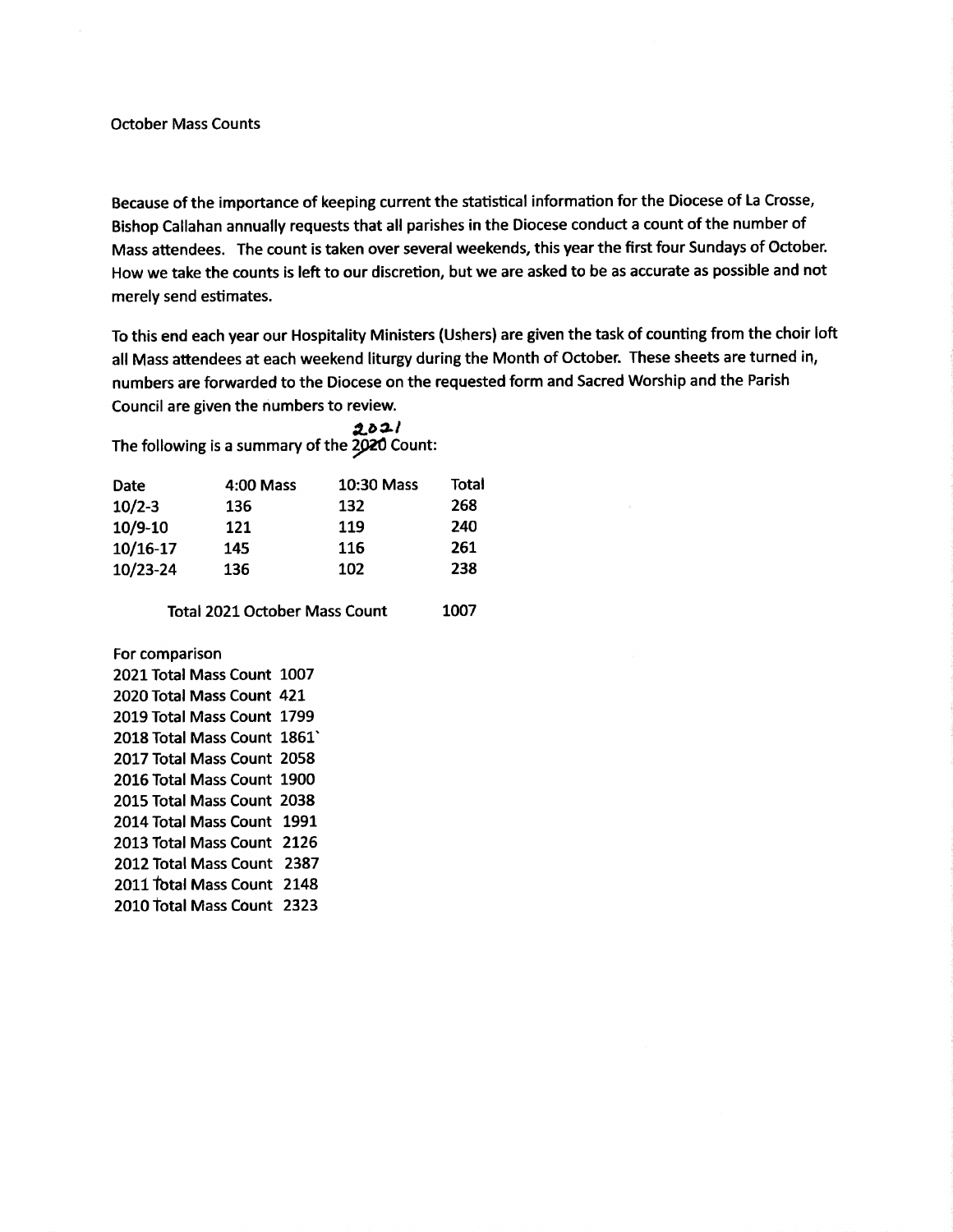October Mass Counts

Because of the importance of keeping current the statistical information for the Diocese of La Crosse, Bishop Callahan annually requests that all parishes in the Diocese conduct a count of the number of Mass attendees. The count is taken over several weekends, this year the first four Sundays of October. How we take the counts is left to our discretion, but we are asked to be as accurate as possible and not merely send estimates.

To this end each year our Hospitality Ministers (Ushers) are given the task of counting from the choir loft all Mass attendees at each weekend liturgy during the Month of October. These sheets are turned in, numbers are forwarded to the Diocese on the requested form and Sacred Worship and the Parish Council are given the numbers to review.

The following is a summary of the ~~2020~~ 2021 Count:

| Date | 4:00 Mass | 10:30 Mass | Total |
|---|---|---|---|
| 10/2-3 | 136 | 132 | 268 |
| 10/9-10 | 121 | 119 | 240 |
| 10/16-17 | 145 | 116 | 261 |
| 10/23-24 | 136 | 102 | 238 |

Total 2021 October Mass Count 1007

For comparison

2021 Total Mass Count 1007
2020 Total Mass Count 421
2019 Total Mass Count 1799
2018 Total Mass Count 1861`
2017 Total Mass Count 2058
2016 Total Mass Count 1900
2015 Total Mass Count 2038
2014 Total Mass Count 1991
2013 Total Mass Count 2126
2012 Total Mass Count 2387
2011 Total Mass Count 2148
2010 Total Mass Count 2323